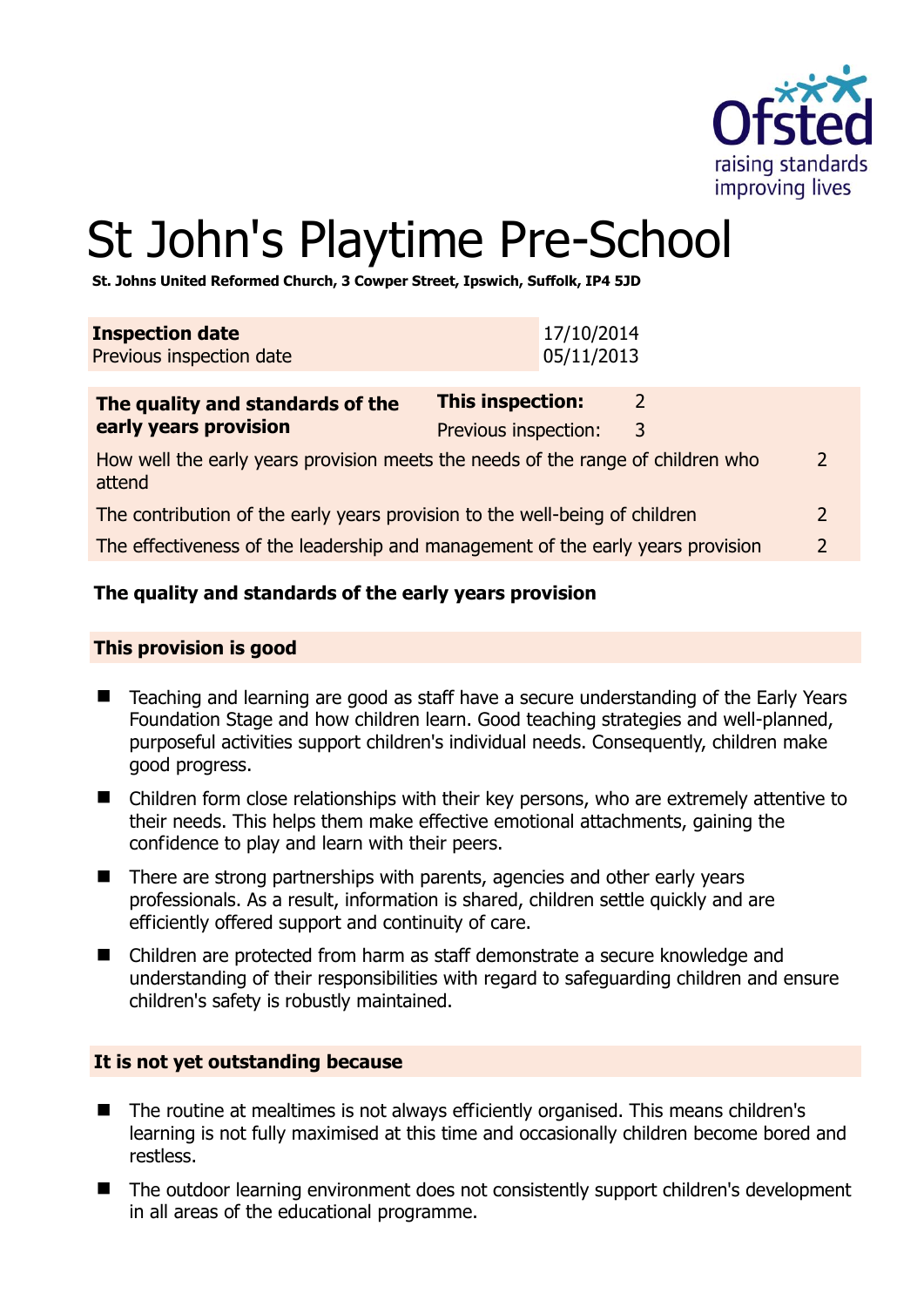# St John's Playtime Pre-School

**St. Johns United Reformed Church, 3 Cowper Street, Ipswich, Suffolk, IP4 5JD**

| | |
|---|---|
| **Inspection date** | 17/10/2014 |
| Previous inspection date | 05/11/2013 |

| | | |
|---|---|---|
| **The quality and standards of the early years provision** | **This inspection:** | 2 |
| | Previous inspection: | 3 |
| How well the early years provision meets the needs of the range of children who attend | | 2 |
| The contribution of the early years provision to the well-being of children | | 2 |
| The effectiveness of the leadership and management of the early years provision | | 2 |

### The quality and standards of the early years provision

#### This provision is good

- Teaching and learning are good as staff have a secure understanding of the Early Years Foundation Stage and how children learn. Good teaching strategies and well-planned, purposeful activities support children's individual needs. Consequently, children make good progress.
- Children form close relationships with their key persons, who are extremely attentive to their needs. This helps them make effective emotional attachments, gaining the confidence to play and learn with their peers.
- There are strong partnerships with parents, agencies and other early years professionals. As a result, information is shared, children settle quickly and are efficiently offered support and continuity of care.
- Children are protected from harm as staff demonstrate a secure knowledge and understanding of their responsibilities with regard to safeguarding children and ensure children's safety is robustly maintained.

#### It is not yet outstanding because

- The routine at mealtimes is not always efficiently organised. This means children's learning is not fully maximised at this time and occasionally children become bored and restless.
- The outdoor learning environment does not consistently support children's development in all areas of the educational programme.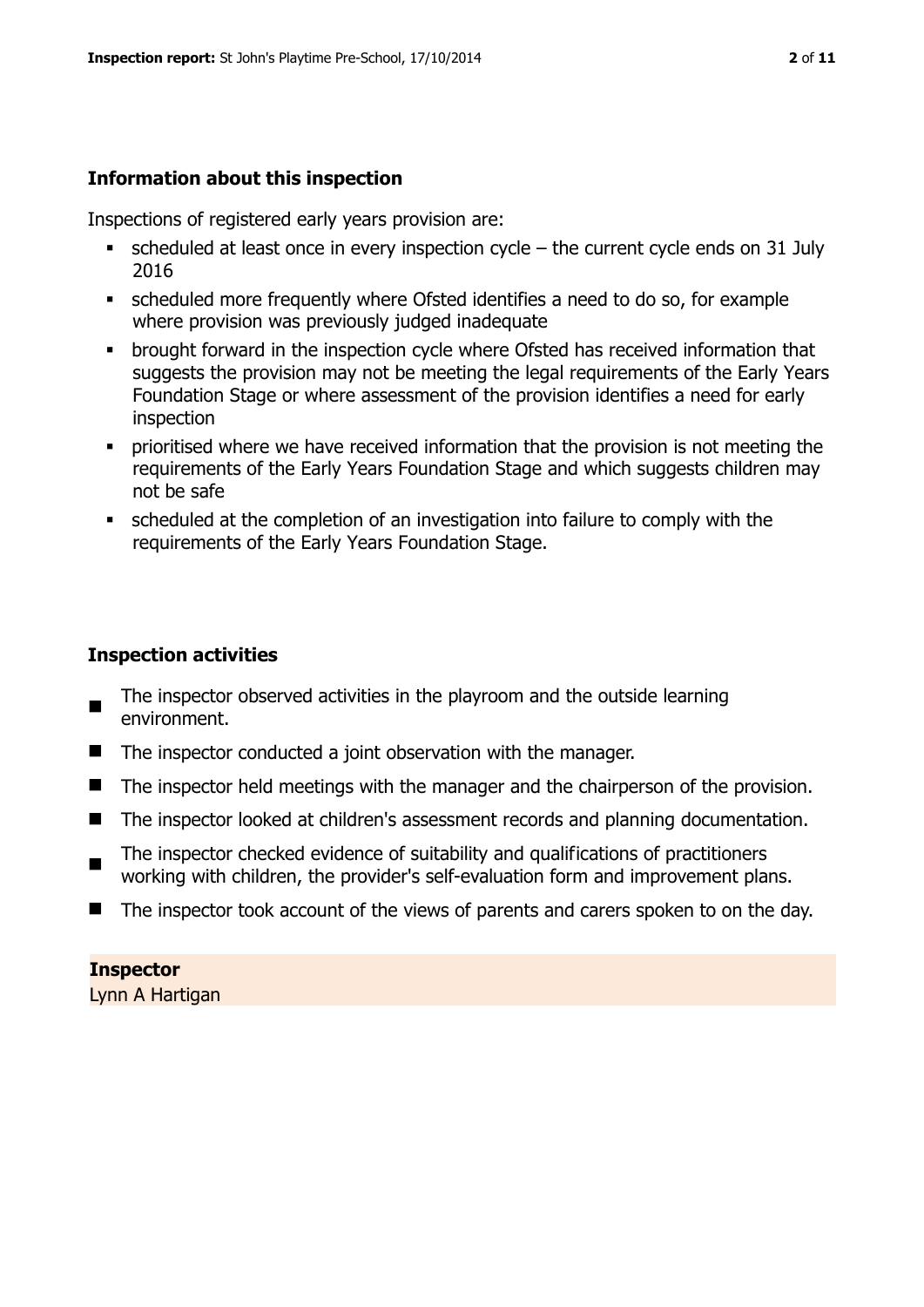## Information about this inspection

Inspections of registered early years provision are:

- scheduled at least once in every inspection cycle – the current cycle ends on 31 July 2016
- scheduled more frequently where Ofsted identifies a need to do so, for example where provision was previously judged inadequate
- brought forward in the inspection cycle where Ofsted has received information that suggests the provision may not be meeting the legal requirements of the Early Years Foundation Stage or where assessment of the provision identifies a need for early inspection
- prioritised where we have received information that the provision is not meeting the requirements of the Early Years Foundation Stage and which suggests children may not be safe
- scheduled at the completion of an investigation into failure to comply with the requirements of the Early Years Foundation Stage.

## Inspection activities

- The inspector observed activities in the playroom and the outside learning environment.
- The inspector conducted a joint observation with the manager.
- The inspector held meetings with the manager and the chairperson of the provision.
- The inspector looked at children's assessment records and planning documentation.
- The inspector checked evidence of suitability and qualifications of practitioners working with children, the provider's self-evaluation form and improvement plans.
- The inspector took account of the views of parents and carers spoken to on the day.

**Inspector**
Lynn A Hartigan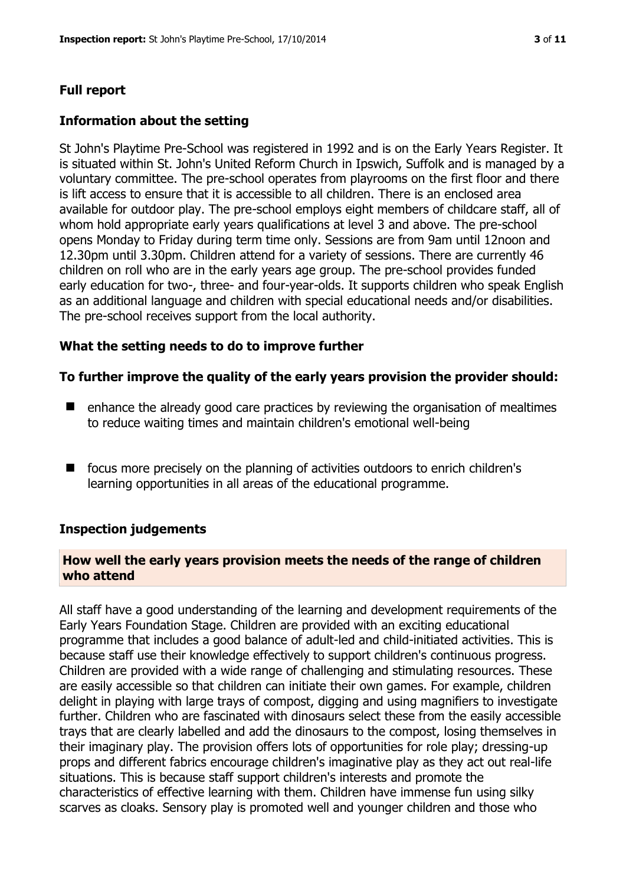## Full report

### Information about the setting

St John's Playtime Pre-School was registered in 1992 and is on the Early Years Register. It is situated within St. John's United Reform Church in Ipswich, Suffolk and is managed by a voluntary committee. The pre-school operates from playrooms on the first floor and there is lift access to ensure that it is accessible to all children. There is an enclosed area available for outdoor play. The pre-school employs eight members of childcare staff, all of whom hold appropriate early years qualifications at level 3 and above. The pre-school opens Monday to Friday during term time only. Sessions are from 9am until 12noon and 12.30pm until 3.30pm. Children attend for a variety of sessions. There are currently 46 children on roll who are in the early years age group. The pre-school provides funded early education for two-, three- and four-year-olds. It supports children who speak English as an additional language and children with special educational needs and/or disabilities. The pre-school receives support from the local authority.

### What the setting needs to do to improve further

#### To further improve the quality of the early years provision the provider should:

- enhance the already good care practices by reviewing the organisation of mealtimes to reduce waiting times and maintain children's emotional well-being
- focus more precisely on the planning of activities outdoors to enrich children's learning opportunities in all areas of the educational programme.

### Inspection judgements

#### How well the early years provision meets the needs of the range of children who attend

All staff have a good understanding of the learning and development requirements of the Early Years Foundation Stage. Children are provided with an exciting educational programme that includes a good balance of adult-led and child-initiated activities. This is because staff use their knowledge effectively to support children's continuous progress. Children are provided with a wide range of challenging and stimulating resources. These are easily accessible so that children can initiate their own games. For example, children delight in playing with large trays of compost, digging and using magnifiers to investigate further. Children who are fascinated with dinosaurs select these from the easily accessible trays that are clearly labelled and add the dinosaurs to the compost, losing themselves in their imaginary play. The provision offers lots of opportunities for role play; dressing-up props and different fabrics encourage children's imaginative play as they act out real-life situations. This is because staff support children's interests and promote the characteristics of effective learning with them. Children have immense fun using silky scarves as cloaks. Sensory play is promoted well and younger children and those who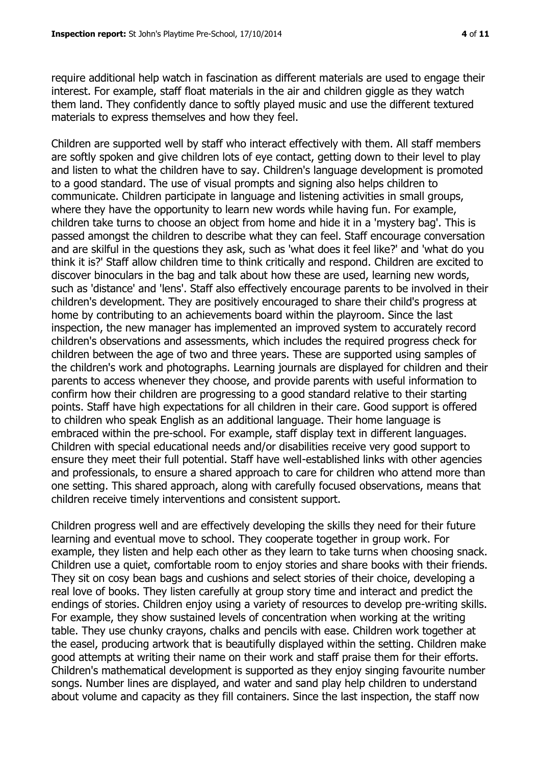require additional help watch in fascination as different materials are used to engage their interest. For example, staff float materials in the air and children giggle as they watch them land. They confidently dance to softly played music and use the different textured materials to express themselves and how they feel.

Children are supported well by staff who interact effectively with them. All staff members are softly spoken and give children lots of eye contact, getting down to their level to play and listen to what the children have to say. Children's language development is promoted to a good standard. The use of visual prompts and signing also helps children to communicate. Children participate in language and listening activities in small groups, where they have the opportunity to learn new words while having fun. For example, children take turns to choose an object from home and hide it in a 'mystery bag'. This is passed amongst the children to describe what they can feel. Staff encourage conversation and are skilful in the questions they ask, such as 'what does it feel like?' and 'what do you think it is?' Staff allow children time to think critically and respond. Children are excited to discover binoculars in the bag and talk about how these are used, learning new words, such as 'distance' and 'lens'. Staff also effectively encourage parents to be involved in their children's development. They are positively encouraged to share their child's progress at home by contributing to an achievements board within the playroom. Since the last inspection, the new manager has implemented an improved system to accurately record children's observations and assessments, which includes the required progress check for children between the age of two and three years. These are supported using samples of the children's work and photographs. Learning journals are displayed for children and their parents to access whenever they choose, and provide parents with useful information to confirm how their children are progressing to a good standard relative to their starting points. Staff have high expectations for all children in their care. Good support is offered to children who speak English as an additional language. Their home language is embraced within the pre-school. For example, staff display text in different languages. Children with special educational needs and/or disabilities receive very good support to ensure they meet their full potential. Staff have well-established links with other agencies and professionals, to ensure a shared approach to care for children who attend more than one setting. This shared approach, along with carefully focused observations, means that children receive timely interventions and consistent support.

Children progress well and are effectively developing the skills they need for their future learning and eventual move to school. They cooperate together in group work. For example, they listen and help each other as they learn to take turns when choosing snack. Children use a quiet, comfortable room to enjoy stories and share books with their friends. They sit on cosy bean bags and cushions and select stories of their choice, developing a real love of books. They listen carefully at group story time and interact and predict the endings of stories. Children enjoy using a variety of resources to develop pre-writing skills. For example, they show sustained levels of concentration when working at the writing table. They use chunky crayons, chalks and pencils with ease. Children work together at the easel, producing artwork that is beautifully displayed within the setting. Children make good attempts at writing their name on their work and staff praise them for their efforts. Children's mathematical development is supported as they enjoy singing favourite number songs. Number lines are displayed, and water and sand play help children to understand about volume and capacity as they fill containers. Since the last inspection, the staff now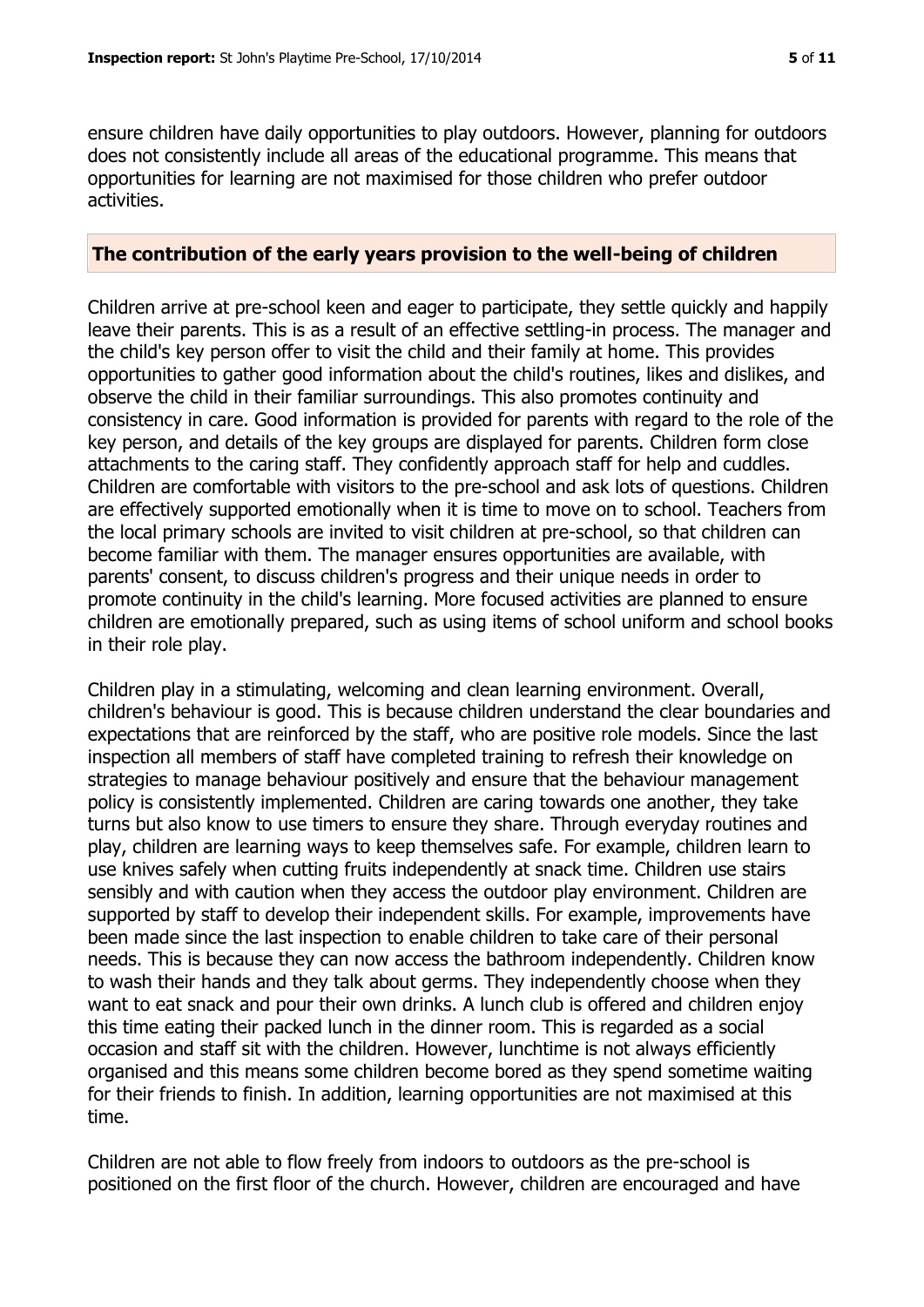ensure children have daily opportunities to play outdoors. However, planning for outdoors does not consistently include all areas of the educational programme. This means that opportunities for learning are not maximised for those children who prefer outdoor activities.

## The contribution of the early years provision to the well-being of children

Children arrive at pre-school keen and eager to participate, they settle quickly and happily leave their parents. This is as a result of an effective settling-in process. The manager and the child's key person offer to visit the child and their family at home. This provides opportunities to gather good information about the child's routines, likes and dislikes, and observe the child in their familiar surroundings. This also promotes continuity and consistency in care. Good information is provided for parents with regard to the role of the key person, and details of the key groups are displayed for parents. Children form close attachments to the caring staff. They confidently approach staff for help and cuddles. Children are comfortable with visitors to the pre-school and ask lots of questions. Children are effectively supported emotionally when it is time to move on to school. Teachers from the local primary schools are invited to visit children at pre-school, so that children can become familiar with them. The manager ensures opportunities are available, with parents' consent, to discuss children's progress and their unique needs in order to promote continuity in the child's learning. More focused activities are planned to ensure children are emotionally prepared, such as using items of school uniform and school books in their role play.

Children play in a stimulating, welcoming and clean learning environment. Overall, children's behaviour is good. This is because children understand the clear boundaries and expectations that are reinforced by the staff, who are positive role models. Since the last inspection all members of staff have completed training to refresh their knowledge on strategies to manage behaviour positively and ensure that the behaviour management policy is consistently implemented. Children are caring towards one another, they take turns but also know to use timers to ensure they share. Through everyday routines and play, children are learning ways to keep themselves safe. For example, children learn to use knives safely when cutting fruits independently at snack time. Children use stairs sensibly and with caution when they access the outdoor play environment. Children are supported by staff to develop their independent skills. For example, improvements have been made since the last inspection to enable children to take care of their personal needs. This is because they can now access the bathroom independently. Children know to wash their hands and they talk about germs. They independently choose when they want to eat snack and pour their own drinks. A lunch club is offered and children enjoy this time eating their packed lunch in the dinner room. This is regarded as a social occasion and staff sit with the children. However, lunchtime is not always efficiently organised and this means some children become bored as they spend sometime waiting for their friends to finish. In addition, learning opportunities are not maximised at this time.

Children are not able to flow freely from indoors to outdoors as the pre-school is positioned on the first floor of the church. However, children are encouraged and have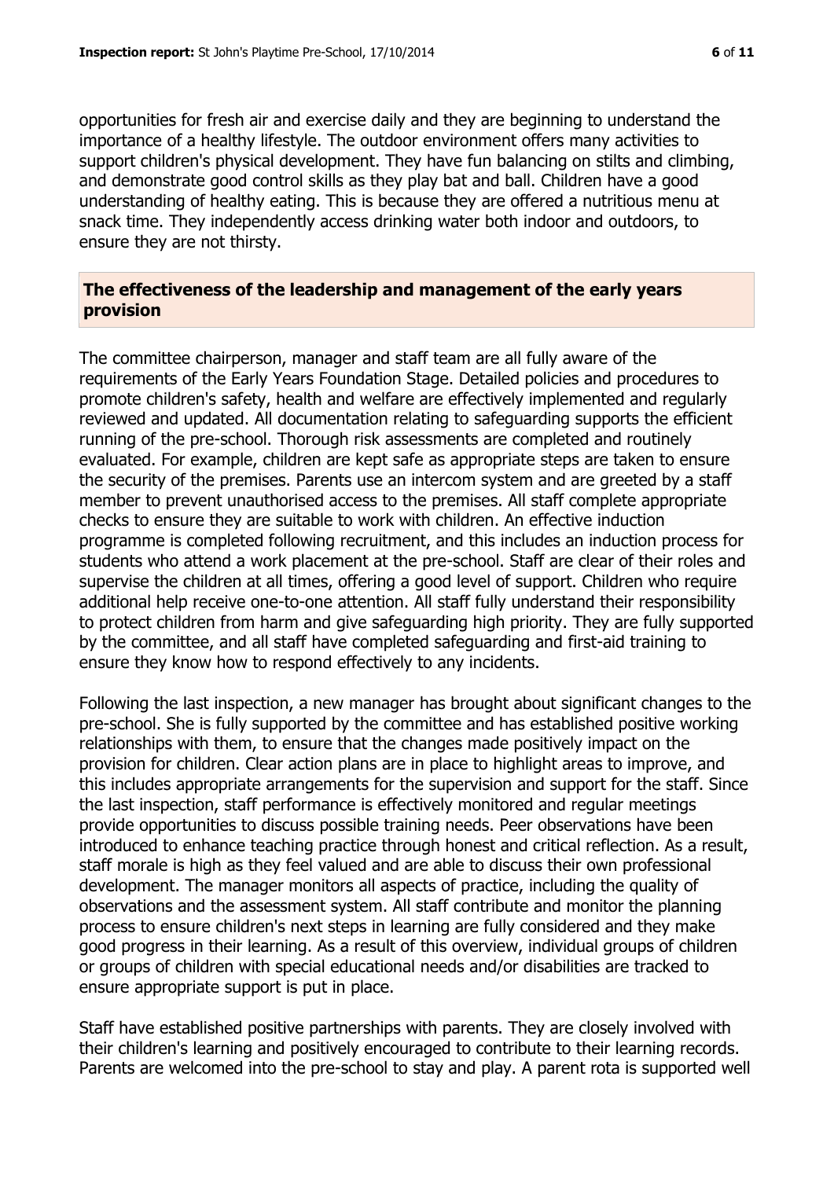opportunities for fresh air and exercise daily and they are beginning to understand the importance of a healthy lifestyle. The outdoor environment offers many activities to support children's physical development. They have fun balancing on stilts and climbing, and demonstrate good control skills as they play bat and ball. Children have a good understanding of healthy eating. This is because they are offered a nutritious menu at snack time. They independently access drinking water both indoor and outdoors, to ensure they are not thirsty.

## The effectiveness of the leadership and management of the early years provision

The committee chairperson, manager and staff team are all fully aware of the requirements of the Early Years Foundation Stage. Detailed policies and procedures to promote children's safety, health and welfare are effectively implemented and regularly reviewed and updated. All documentation relating to safeguarding supports the efficient running of the pre-school. Thorough risk assessments are completed and routinely evaluated. For example, children are kept safe as appropriate steps are taken to ensure the security of the premises. Parents use an intercom system and are greeted by a staff member to prevent unauthorised access to the premises. All staff complete appropriate checks to ensure they are suitable to work with children. An effective induction programme is completed following recruitment, and this includes an induction process for students who attend a work placement at the pre-school. Staff are clear of their roles and supervise the children at all times, offering a good level of support. Children who require additional help receive one-to-one attention. All staff fully understand their responsibility to protect children from harm and give safeguarding high priority. They are fully supported by the committee, and all staff have completed safeguarding and first-aid training to ensure they know how to respond effectively to any incidents.

Following the last inspection, a new manager has brought about significant changes to the pre-school. She is fully supported by the committee and has established positive working relationships with them, to ensure that the changes made positively impact on the provision for children. Clear action plans are in place to highlight areas to improve, and this includes appropriate arrangements for the supervision and support for the staff. Since the last inspection, staff performance is effectively monitored and regular meetings provide opportunities to discuss possible training needs. Peer observations have been introduced to enhance teaching practice through honest and critical reflection. As a result, staff morale is high as they feel valued and are able to discuss their own professional development. The manager monitors all aspects of practice, including the quality of observations and the assessment system. All staff contribute and monitor the planning process to ensure children's next steps in learning are fully considered and they make good progress in their learning. As a result of this overview, individual groups of children or groups of children with special educational needs and/or disabilities are tracked to ensure appropriate support is put in place.

Staff have established positive partnerships with parents. They are closely involved with their children's learning and positively encouraged to contribute to their learning records. Parents are welcomed into the pre-school to stay and play. A parent rota is supported well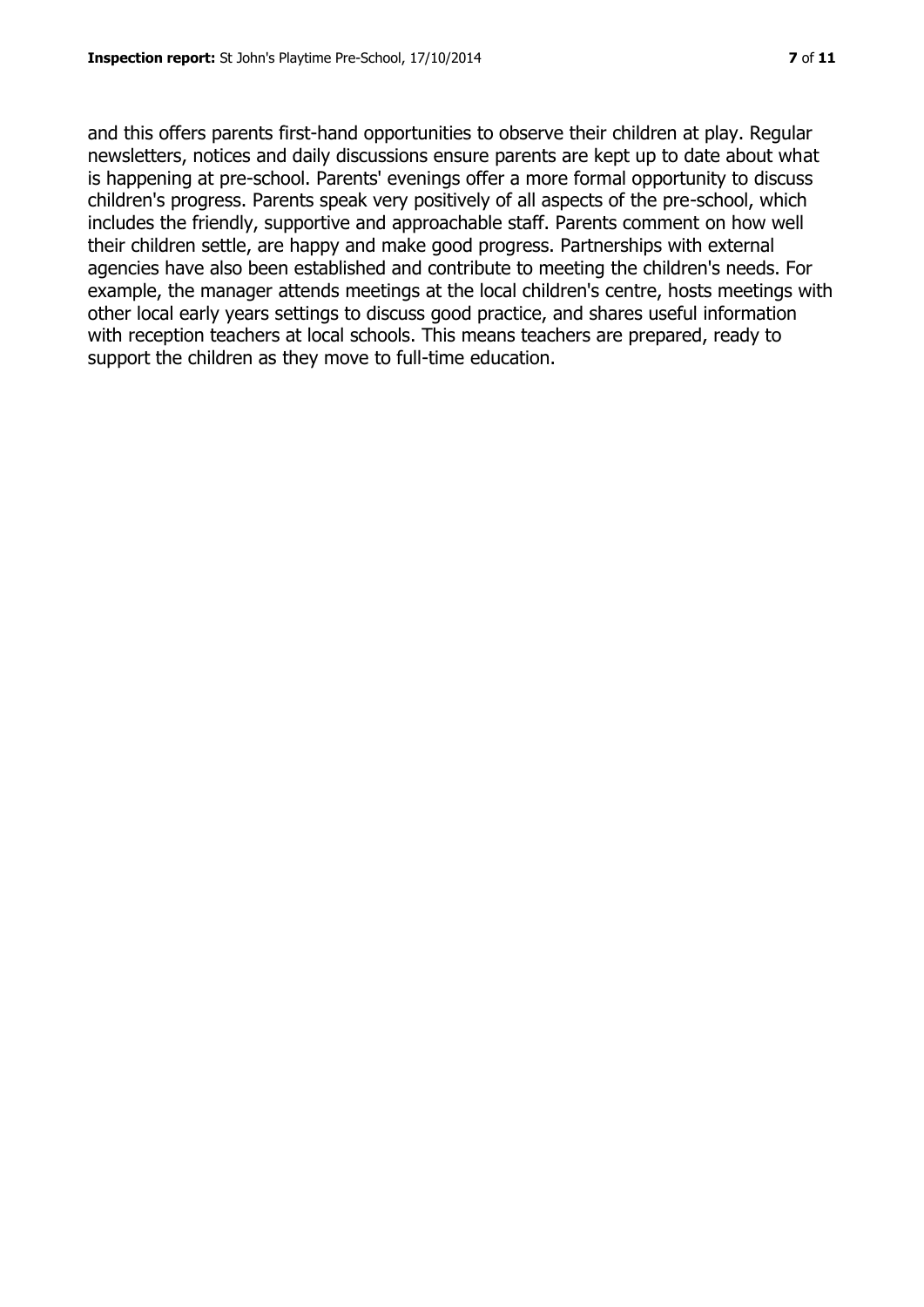and this offers parents first-hand opportunities to observe their children at play. Regular newsletters, notices and daily discussions ensure parents are kept up to date about what is happening at pre-school. Parents' evenings offer a more formal opportunity to discuss children's progress. Parents speak very positively of all aspects of the pre-school, which includes the friendly, supportive and approachable staff. Parents comment on how well their children settle, are happy and make good progress. Partnerships with external agencies have also been established and contribute to meeting the children's needs. For example, the manager attends meetings at the local children's centre, hosts meetings with other local early years settings to discuss good practice, and shares useful information with reception teachers at local schools. This means teachers are prepared, ready to support the children as they move to full-time education.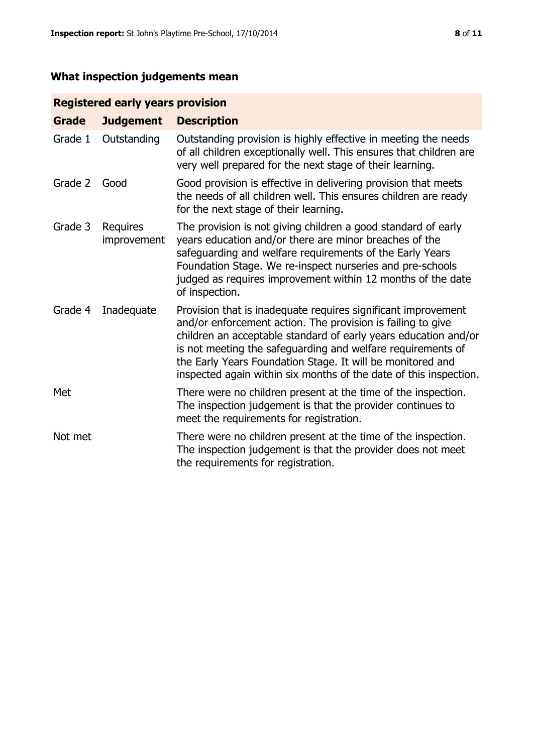## What inspection judgements mean

| Registered early years provision | | |
|---|---|---|
| **Grade** | **Judgement** | **Description** |
| Grade 1 | Outstanding | Outstanding provision is highly effective in meeting the needs of all children exceptionally well. This ensures that children are very well prepared for the next stage of their learning. |
| Grade 2 | Good | Good provision is effective in delivering provision that meets the needs of all children well. This ensures children are ready for the next stage of their learning. |
| Grade 3 | Requires improvement | The provision is not giving children a good standard of early years education and/or there are minor breaches of the safeguarding and welfare requirements of the Early Years Foundation Stage. We re-inspect nurseries and pre-schools judged as requires improvement within 12 months of the date of inspection. |
| Grade 4 | Inadequate | Provision that is inadequate requires significant improvement and/or enforcement action. The provision is failing to give children an acceptable standard of early years education and/or is not meeting the safeguarding and welfare requirements of the Early Years Foundation Stage. It will be monitored and inspected again within six months of the date of this inspection. |
| Met | | There were no children present at the time of the inspection. The inspection judgement is that the provider continues to meet the requirements for registration. |
| Not met | | There were no children present at the time of the inspection. The inspection judgement is that the provider does not meet the requirements for registration. |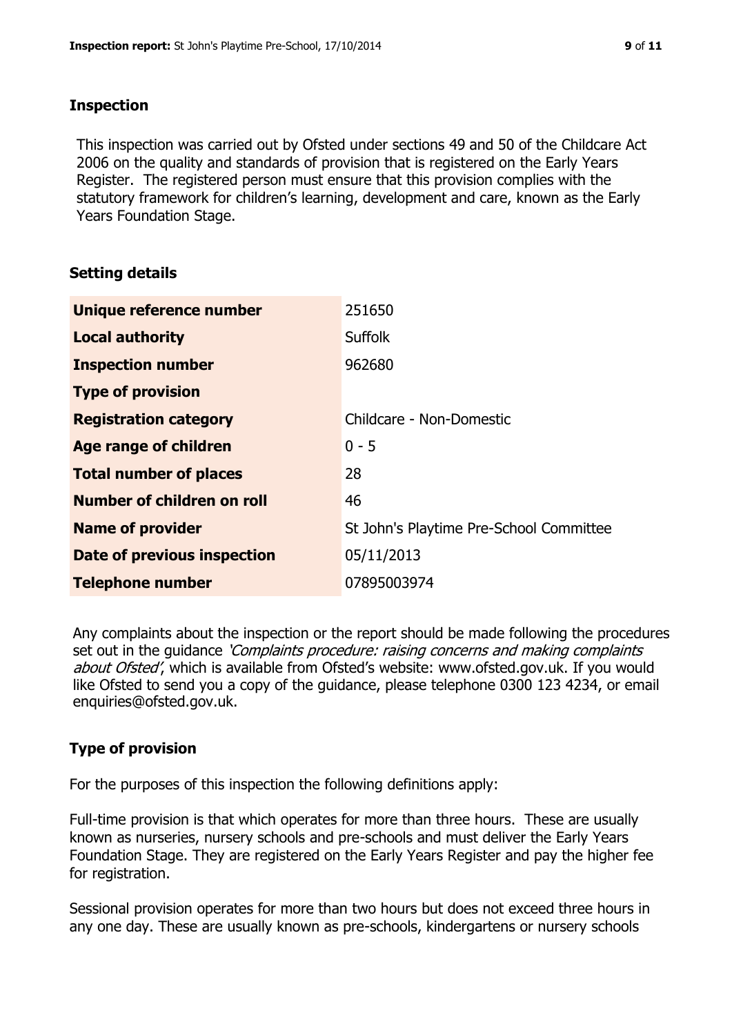## Inspection

This inspection was carried out by Ofsted under sections 49 and 50 of the Childcare Act 2006 on the quality and standards of provision that is registered on the Early Years Register. The registered person must ensure that this provision complies with the statutory framework for children's learning, development and care, known as the Early Years Foundation Stage.

## Setting details

| | |
|---|---|
| **Unique reference number** | 251650 |
| **Local authority** | Suffolk |
| **Inspection number** | 962680 |
| **Type of provision** | |
| **Registration category** | Childcare - Non-Domestic |
| **Age range of children** | 0 - 5 |
| **Total number of places** | 28 |
| **Number of children on roll** | 46 |
| **Name of provider** | St John's Playtime Pre-School Committee |
| **Date of previous inspection** | 05/11/2013 |
| **Telephone number** | 07895003974 |

Any complaints about the inspection or the report should be made following the procedures set out in the guidance *'Complaints procedure: raising concerns and making complaints about Ofsted'*, which is available from Ofsted's website: www.ofsted.gov.uk. If you would like Ofsted to send you a copy of the guidance, please telephone 0300 123 4234, or email enquiries@ofsted.gov.uk.

## Type of provision

For the purposes of this inspection the following definitions apply:

Full-time provision is that which operates for more than three hours. These are usually known as nurseries, nursery schools and pre-schools and must deliver the Early Years Foundation Stage. They are registered on the Early Years Register and pay the higher fee for registration.

Sessional provision operates for more than two hours but does not exceed three hours in any one day. These are usually known as pre-schools, kindergartens or nursery schools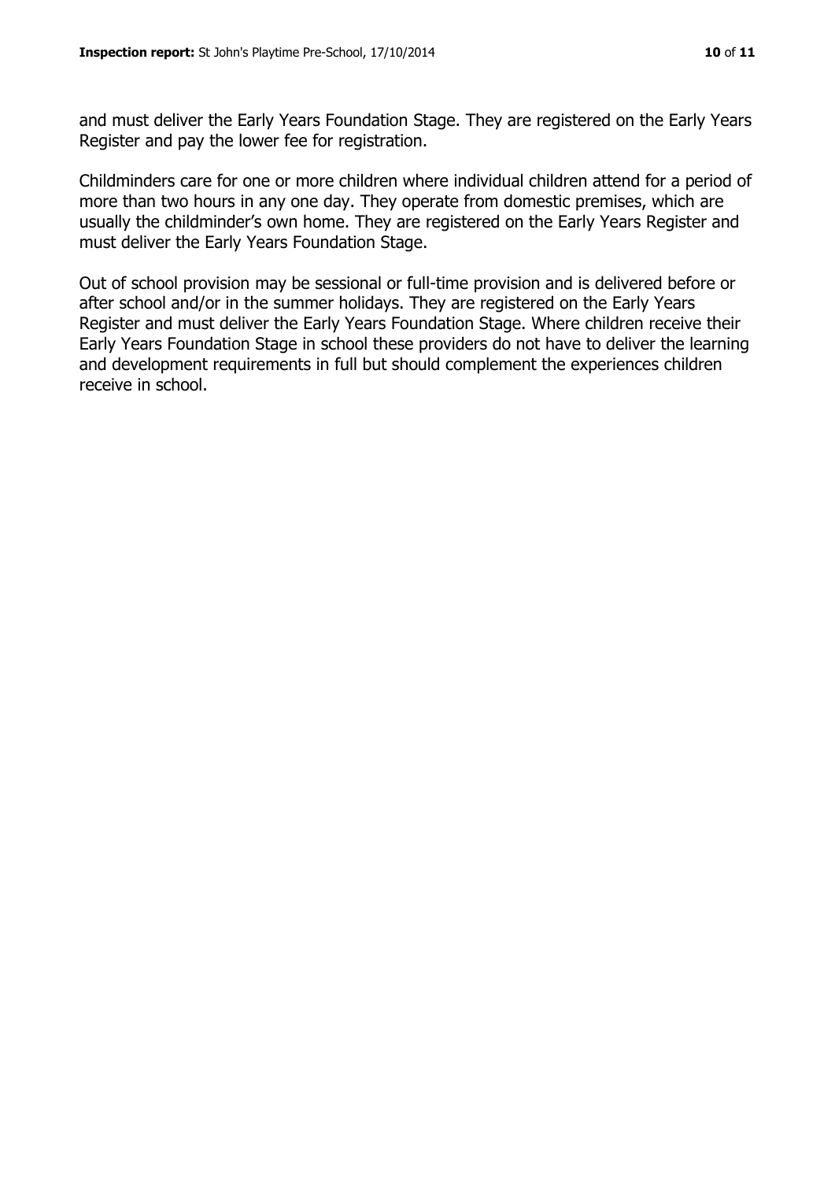and must deliver the Early Years Foundation Stage. They are registered on the Early Years Register and pay the lower fee for registration.

Childminders care for one or more children where individual children attend for a period of more than two hours in any one day. They operate from domestic premises, which are usually the childminder's own home. They are registered on the Early Years Register and must deliver the Early Years Foundation Stage.

Out of school provision may be sessional or full-time provision and is delivered before or after school and/or in the summer holidays. They are registered on the Early Years Register and must deliver the Early Years Foundation Stage. Where children receive their Early Years Foundation Stage in school these providers do not have to deliver the learning and development requirements in full but should complement the experiences children receive in school.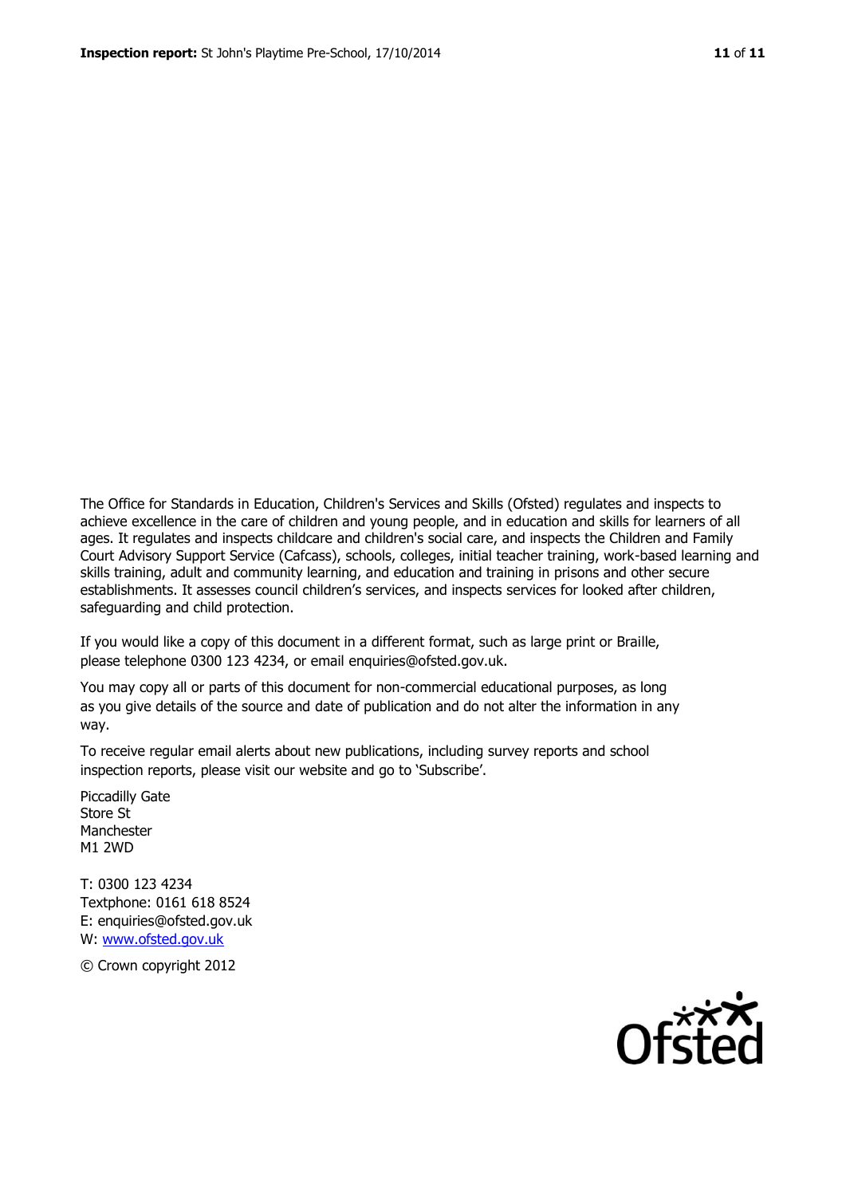The Office for Standards in Education, Children's Services and Skills (Ofsted) regulates and inspects to achieve excellence in the care of children and young people, and in education and skills for learners of all ages. It regulates and inspects childcare and children's social care, and inspects the Children and Family Court Advisory Support Service (Cafcass), schools, colleges, initial teacher training, work-based learning and skills training, adult and community learning, and education and training in prisons and other secure establishments. It assesses council children's services, and inspects services for looked after children, safeguarding and child protection.

If you would like a copy of this document in a different format, such as large print or Braille, please telephone 0300 123 4234, or email enquiries@ofsted.gov.uk.

You may copy all or parts of this document for non-commercial educational purposes, as long as you give details of the source and date of publication and do not alter the information in any way.

To receive regular email alerts about new publications, including survey reports and school inspection reports, please visit our website and go to 'Subscribe'.

Piccadilly Gate
Store St
Manchester
M1 2WD

T: 0300 123 4234
Textphone: 0161 618 8524
E: enquiries@ofsted.gov.uk
W: www.ofsted.gov.uk

© Crown copyright 2012

Ofsted